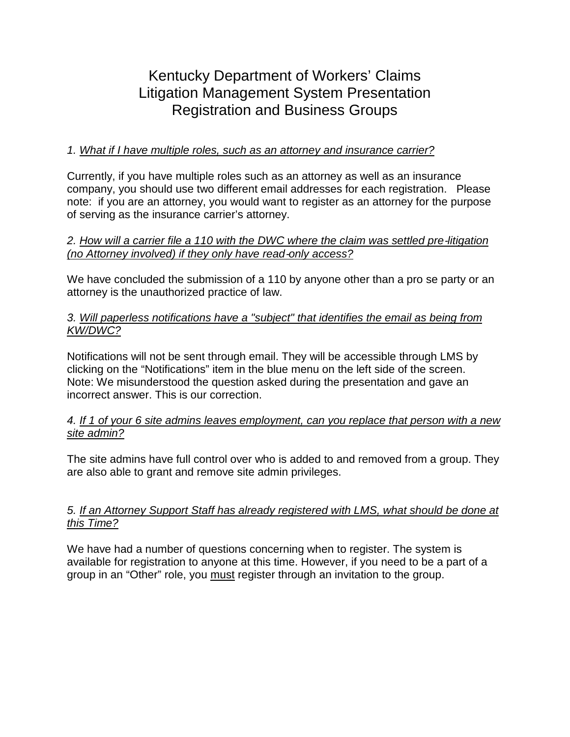# Kentucky Department of Workers' Claims
# Litigation Management System Presentation
# Registration and Business Groups

*1. <u>What if I have multiple roles, such as an attorney and insurance carrier?</u>*

Currently, if you have multiple roles such as an attorney as well as an insurance company, you should use two different email addresses for each registration. Please note: if you are an attorney, you would want to register as an attorney for the purpose of serving as the insurance carrier's attorney.

*2. <u>How will a carrier file a 110 with the DWC where the claim was settled pre-litigation (no Attorney involved) if they only have read-only access?</u>*

We have concluded the submission of a 110 by anyone other than a pro se party or an attorney is the unauthorized practice of law.

*3. <u>Will paperless notifications have a "subject" that identifies the email as being from KW/DWC?</u>*

Notifications will not be sent through email. They will be accessible through LMS by clicking on the "Notifications" item in the blue menu on the left side of the screen. Note: We misunderstood the question asked during the presentation and gave an incorrect answer. This is our correction.

*4. <u>If 1 of your 6 site admins leaves employment, can you replace that person with a new site admin?</u>*

The site admins have full control over who is added to and removed from a group. They are also able to grant and remove site admin privileges.

*5. <u>If an Attorney Support Staff has already registered with LMS, what should be done at this Time?</u>*

We have had a number of questions concerning when to register. The system is available for registration to anyone at this time. However, if you need to be a part of a group in an "Other" role, you <u>must</u> register through an invitation to the group.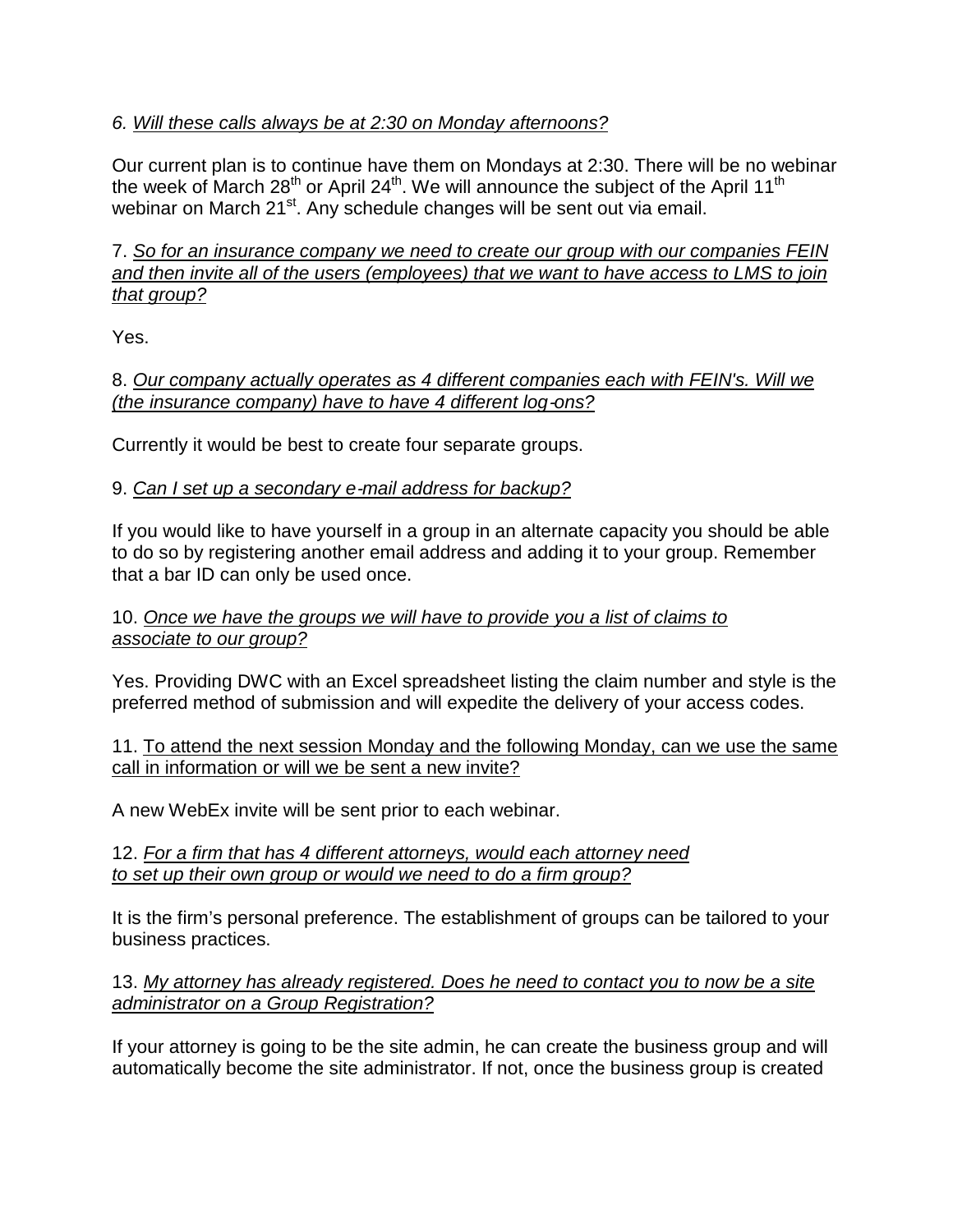6. *Will these calls always be at 2:30 on Monday afternoons?*

Our current plan is to continue have them on Mondays at 2:30. There will be no webinar the week of March 28th or April 24th. We will announce the subject of the April 11th webinar on March 21st. Any schedule changes will be sent out via email.

7. *So for an insurance company we need to create our group with our companies FEIN and then invite all of the users (employees) that we want to have access to LMS to join that group?*

Yes.

8. *Our company actually operates as 4 different companies each with FEIN's. Will we (the insurance company) have to have 4 different log-ons?*

Currently it would be best to create four separate groups.

9. *Can I set up a secondary e-mail address for backup?*

If you would like to have yourself in a group in an alternate capacity you should be able to do so by registering another email address and adding it to your group. Remember that a bar ID can only be used once.

10. *Once we have the groups we will have to provide you a list of claims to associate to our group?*

Yes. Providing DWC with an Excel spreadsheet listing the claim number and style is the preferred method of submission and will expedite the delivery of your access codes.

11. To attend the next session Monday and the following Monday, can we use the same call in information or will we be sent a new invite?

A new WebEx invite will be sent prior to each webinar.

12. *For a firm that has 4 different attorneys, would each attorney need to set up their own group or would we need to do a firm group?*

It is the firm's personal preference. The establishment of groups can be tailored to your business practices.

13. *My attorney has already registered. Does he need to contact you to now be a site administrator on a Group Registration?*

If your attorney is going to be the site admin, he can create the business group and will automatically become the site administrator. If not, once the business group is created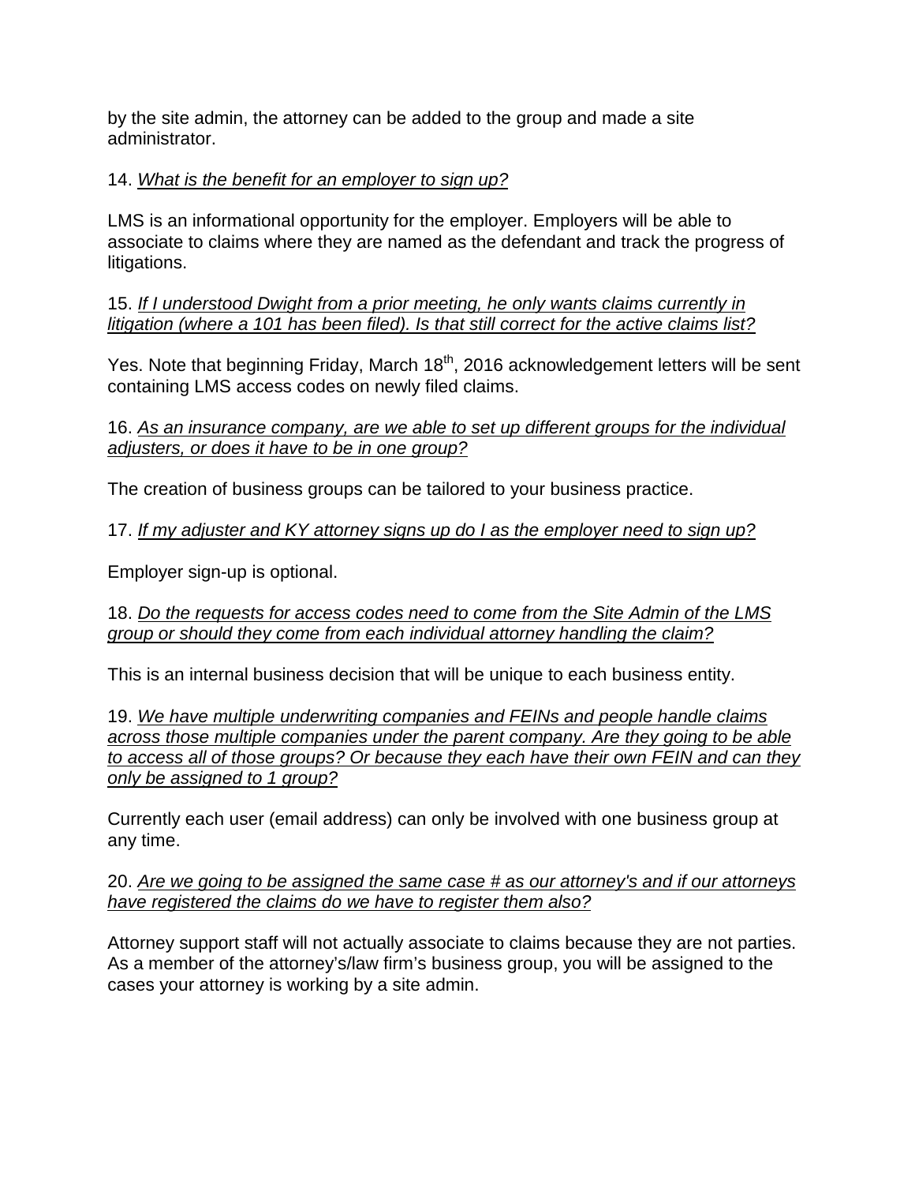by the site admin, the attorney can be added to the group and made a site administrator.

14. *<u>What is the benefit for an employer to sign up?</u>*

LMS is an informational opportunity for the employer. Employers will be able to associate to claims where they are named as the defendant and track the progress of litigations.

15. *<u>If I understood Dwight from a prior meeting, he only wants claims currently in litigation (where a 101 has been filed). Is that still correct for the active claims list?</u>*

Yes. Note that beginning Friday, March 18th, 2016 acknowledgement letters will be sent containing LMS access codes on newly filed claims.

16. *<u>As an insurance company, are we able to set up different groups for the individual adjusters, or does it have to be in one group?</u>*

The creation of business groups can be tailored to your business practice.

17. *<u>If my adjuster and KY attorney signs up do I as the employer need to sign up?</u>*

Employer sign-up is optional.

18. *<u>Do the requests for access codes need to come from the Site Admin of the LMS group or should they come from each individual attorney handling the claim?</u>*

This is an internal business decision that will be unique to each business entity.

19. *<u>We have multiple underwriting companies and FEINs and people handle claims across those multiple companies under the parent company. Are they going to be able to access all of those groups? Or because they each have their own FEIN and can they only be assigned to 1 group?</u>*

Currently each user (email address) can only be involved with one business group at any time.

20. *<u>Are we going to be assigned the same case # as our attorney's and if our attorneys have registered the claims do we have to register them also?</u>*

Attorney support staff will not actually associate to claims because they are not parties. As a member of the attorney's/law firm's business group, you will be assigned to the cases your attorney is working by a site admin.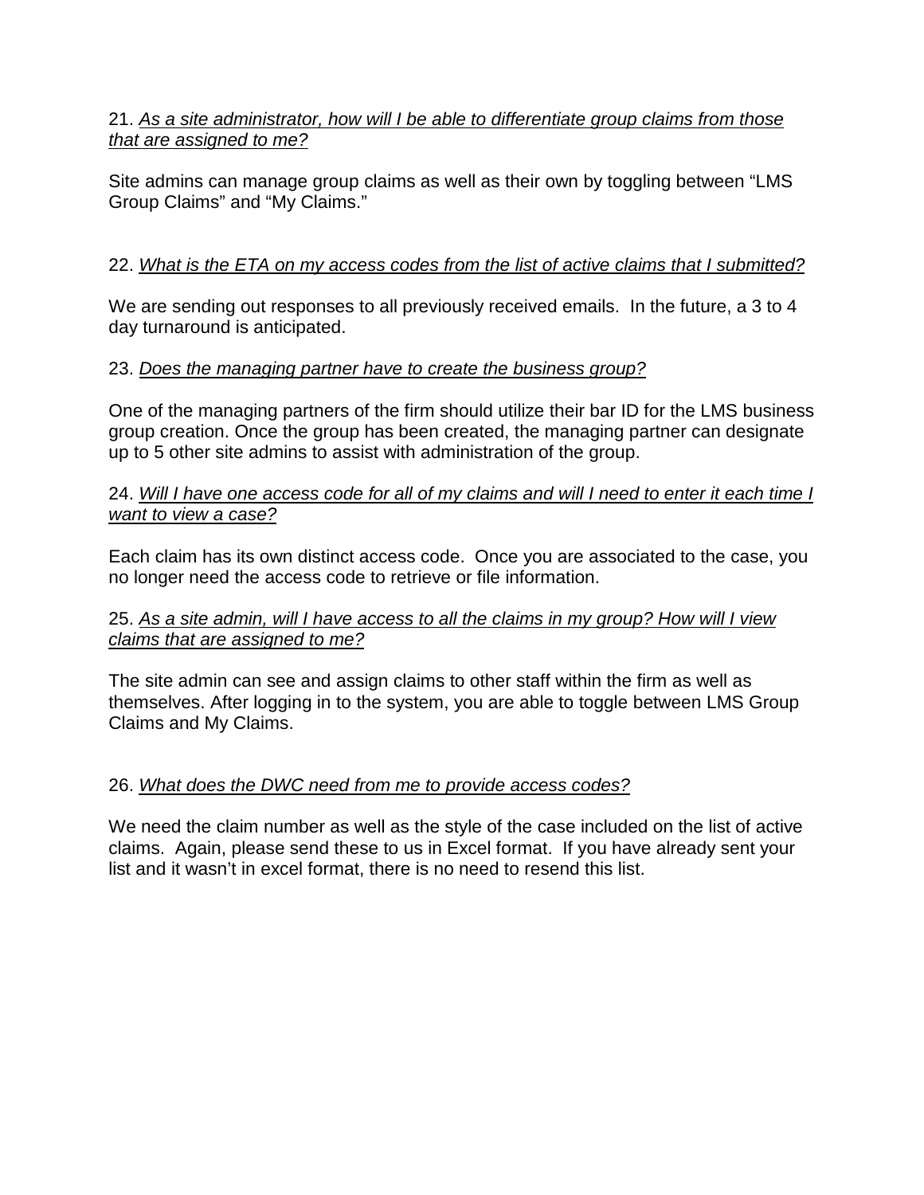21. <u>*As a site administrator, how will I be able to differentiate group claims from those that are assigned to me?*</u>

Site admins can manage group claims as well as their own by toggling between “LMS Group Claims” and “My Claims.”

22. <u>*What is the ETA on my access codes from the list of active claims that I submitted?*</u>

We are sending out responses to all previously received emails. In the future, a 3 to 4 day turnaround is anticipated.

23. <u>*Does the managing partner have to create the business group?*</u>

One of the managing partners of the firm should utilize their bar ID for the LMS business group creation. Once the group has been created, the managing partner can designate up to 5 other site admins to assist with administration of the group.

24. <u>*Will I have one access code for all of my claims and will I need to enter it each time I want to view a case?*</u>

Each claim has its own distinct access code. Once you are associated to the case, you no longer need the access code to retrieve or file information.

25. <u>*As a site admin, will I have access to all the claims in my group? How will I view claims that are assigned to me?*</u>

The site admin can see and assign claims to other staff within the firm as well as themselves. After logging in to the system, you are able to toggle between LMS Group Claims and My Claims.

26. <u>*What does the DWC need from me to provide access codes?*</u>

We need the claim number as well as the style of the case included on the list of active claims. Again, please send these to us in Excel format. If you have already sent your list and it wasn’t in excel format, there is no need to resend this list.